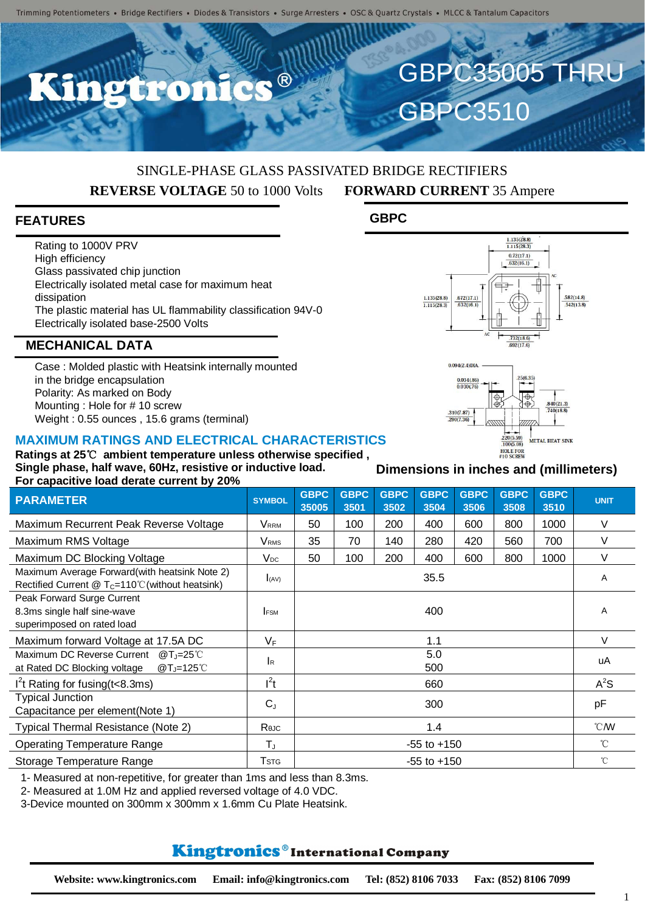Trimming Potentiometers • Bridge Rectifiers • Diodes & Transistors • Surge Arresters • OSC & Quartz Crystals • MLCC & Tantalum Capacitors

# Kingtronics®

# GBPC35005 THRU GBPC3510

SINGLE-PHASE GLASS PASSIVATED BRIDGE RECTIFIERS

**REVERSE VOLTAGE** 50 to 1000 Volts **FORWARD CURRENT** 35 Ampere

## FEATURES

- Rating to 1000V PRV
- High efficiency
- Glass passivated chip junction
- Electrically isolated metal case for maximum heat dissipation
- The plastic material has UL flammability classification 94V-0
- Electrically isolated base-2500 Volts

## MECHANICAL DATA

- Case : Molded plastic with Heatsink internally mounted in the bridge encapsulation
- Polarity: As marked on Body
- Mounting : Hole for # 10 screw
- Weight : 0.55 ounces , 15.6 grams (terminal)

## GBPC

Dimensions in inches and (millimeters)

## MAXIMUM RATINGS AND ELECTRICAL CHARACTERISTICS

**Ratings at 25℃ ambient temperature unless otherwise specified ,**
**Single phase, half wave, 60Hz, resistive or inductive load.**
**For capacitive load derate current by 20%**

| PARAMETER | SYMBOL | GBPC 35005 | GBPC 3501 | GBPC 3502 | GBPC 3504 | GBPC 3506 | GBPC 3508 | GBPC 3510 | UNIT |
|---|---|---|---|---|---|---|---|---|---|
| Maximum Recurrent Peak Reverse Voltage | $V_{RRM}$ | 50 | 100 | 200 | 400 | 600 | 800 | 1000 | V |
| Maximum RMS Voltage | $V_{RMS}$ | 35 | 70 | 140 | 280 | 420 | 560 | 700 | V |
| Maximum DC Blocking Voltage | $V_{DC}$ | 50 | 100 | 200 | 400 | 600 | 800 | 1000 | V |
| Maximum Average Forward(with heatsink Note 2) Rectified Current @ $T_C$=110℃(without heatsink) | $I_{(AV)}$ | 35.5 | | | | | | | A |
| Peak Forward Surge Current 8.3ms single half sine-wave superimposed on rated load | $I_{FSM}$ | 400 | | | | | | | A |
| Maximum forward Voltage at 17.5A DC | $V_F$ | 1.1 | | | | | | | V |
| Maximum DC Reverse Current @$T_J$=25℃ / at Rated DC Blocking voltage @$T_J$=125℃ | $I_R$ | 5.0 / 500 | | | | | | | uA |
| $I^2t$ Rating for fusing(t<8.3ms) | $I^2t$ | 660 | | | | | | | $A^2S$ |
| Typical Junction Capacitance per element(Note 1) | $C_J$ | 300 | | | | | | | pF |
| Typical Thermal Resistance (Note 2) | $R_{\theta JC}$ | 1.4 | | | | | | | ℃/W |
| Operating Temperature Range | $T_J$ | -55 to +150 | | | | | | | ℃ |
| Storage Temperature Range | $T_{STG}$ | -55 to +150 | | | | | | | ℃ |

1- Measured at non-repetitive, for greater than 1ms and less than 8.3ms.
2- Measured at 1.0M Hz and applied reversed voltage of 4.0 VDC.
3-Device mounted on 300mm x 300mm x 1.6mm Cu Plate Heatsink.

**Kingtronics® International Company**

**Website: www.kingtronics.com Email: info@kingtronics.com Tel: (852) 8106 7033 Fax: (852) 8106 7099**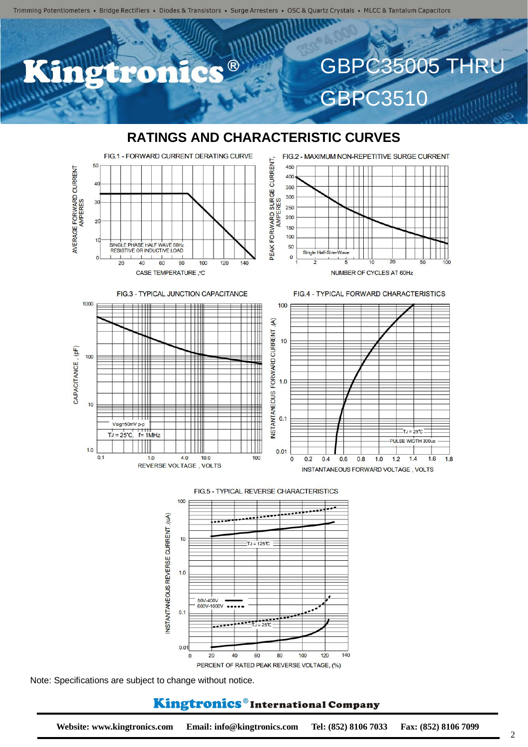# GBPC35005 THRU GBPC3510

## RATINGS AND CHARACTERISTIC CURVES

FIG.1 - FORWARD CURRENT DERATING CURVE

AVERAGE FORWARD CURRENT AMPERES

50
40
30
20
10
0

SINGLE PHASE HALF WAVE 60Hz
RESISTIVE OR INDUCTIVE LOAD

20 40 60 80 100 120 140

CASE TEMPERATURE ,°C

FIG.2 - MAXIMUM NON-REPETITIVE SURGE CURRENT

PEAK FORWARD SURGE CURRENT, AMPERES

450
400
350
300
250
200
150
100
50
0

Single Half-Sine-Wave

1 2 5 10 20 50 100

NUMBER OF CYCLES AT 60Hz

FIG.3 - TYPICAL JUNCTION CAPACITANCE

CAPACITANCE , (pF)

1000
100
10
1.0

Vsig=50mV p-p
TJ = 25℃, f= 1MHz

0.1 1.0 4.0 10.0 100

REVERSE VOLTAGE , VOLTS

FIG.4 - TYPICAL FORWARD CHARACTERISTICS

INSTANTANEOUS FORWARD CURRENT (A)

100
10
1.0
0.1
0.01

TJ = 25℃
PULSE WIDTH 300us

0 0.2 0.4 0.6 0.8 1.0 1.2 1.4 1.6 1.8

INSTANTANEOUS FORWARD VOLTAGE , VOLTS

FIG.5 - TYPICAL REVERSE CHARACTERISTICS

INSTANTANEOUS REVERSE CURRENT ,(uA)

100
10
1.0
0.1
0.01

TJ = 125℃

50V-400V
600V-1000V

TJ = 25℃

0 20 40 60 80 100 120 140

PERCENT OF RATED PEAK REVERSE VOLTAGE, (%)

Note: Specifications are subject to change without notice.

**Kingtronics® International Company**

**Website: www.kingtronics.com Email: info@kingtronics.com Tel: (852) 8106 7033 Fax: (852) 8106 7099**